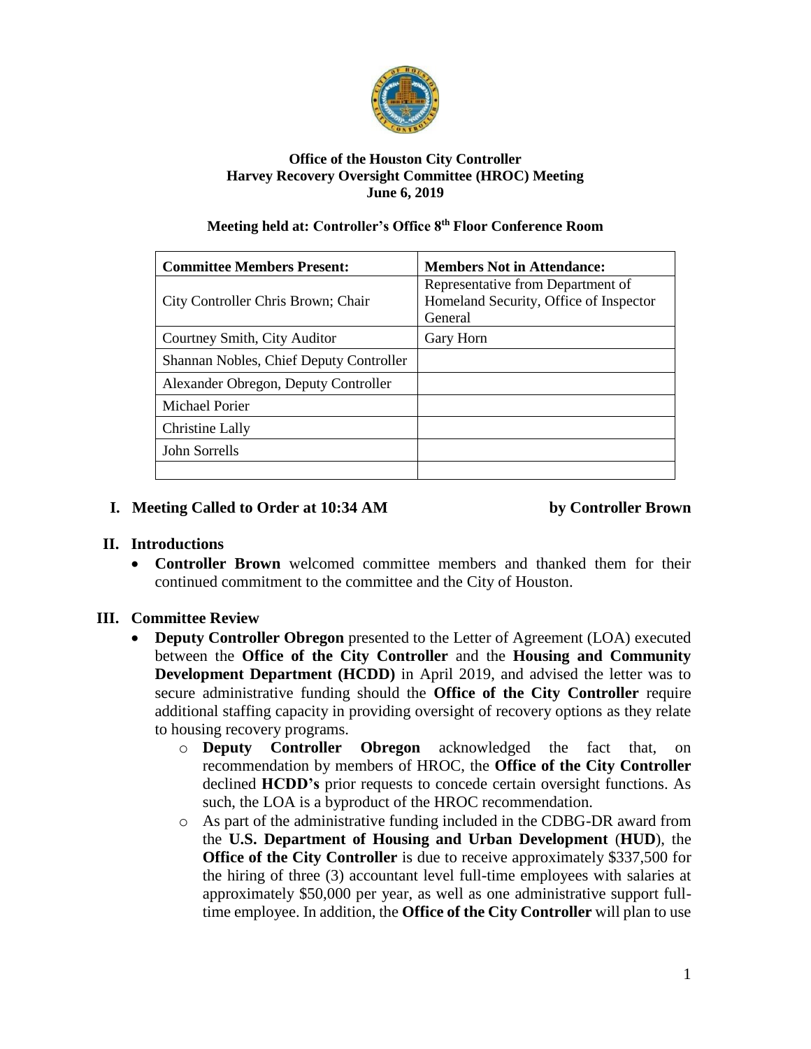**Office of the Houston City Controller**
**Harvey Recovery Oversight Committee (HROC) Meeting**
**June 6, 2019**

**Meeting held at: Controller's Office 8th Floor Conference Room**

| **Committee Members Present:** | **Members Not in Attendance:** |
| --- | --- |
| City Controller Chris Brown; Chair | Representative from Department of Homeland Security, Office of Inspector General |
| Courtney Smith, City Auditor | Gary Horn |
| Shannan Nobles, Chief Deputy Controller | |
| Alexander Obregon, Deputy Controller | |
| Michael Porier | |
| Christine Lally | |
| John Sorrells | |
| | |

## I. Meeting Called to Order at 10:34 AM by Controller Brown

## II. Introductions

- **Controller Brown** welcomed committee members and thanked them for their continued commitment to the committee and the City of Houston.

## III. Committee Review

- **Deputy Controller Obregon** presented to the Letter of Agreement (LOA) executed between the **Office of the City Controller** and the **Housing and Community Development Department (HCDD)** in April 2019, and advised the letter was to secure administrative funding should the **Office of the City Controller** require additional staffing capacity in providing oversight of recovery options as they relate to housing recovery programs.
  - **Deputy Controller Obregon** acknowledged the fact that, on recommendation by members of HROC, the **Office of the City Controller** declined **HCDD's** prior requests to concede certain oversight functions. As such, the LOA is a byproduct of the HROC recommendation.
  - As part of the administrative funding included in the CDBG-DR award from the **U.S. Department of Housing and Urban Development** (**HUD**), the **Office of the City Controller** is due to receive approximately $337,500 for the hiring of three (3) accountant level full-time employees with salaries at approximately $50,000 per year, as well as one administrative support full-time employee. In addition, the **Office of the City Controller** will plan to use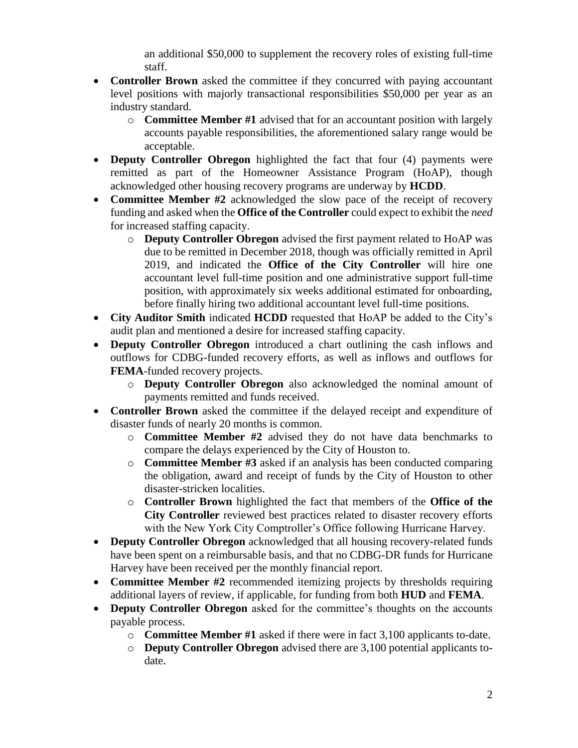an additional $50,000 to supplement the recovery roles of existing full-time staff.

- **Controller Brown** asked the committee if they concurred with paying accountant level positions with majorly transactional responsibilities $50,000 per year as an industry standard.
    - **Committee Member #1** advised that for an accountant position with largely accounts payable responsibilities, the aforementioned salary range would be acceptable.
- **Deputy Controller Obregon** highlighted the fact that four (4) payments were remitted as part of the Homeowner Assistance Program (HoAP), though acknowledged other housing recovery programs are underway by **HCDD**.
- **Committee Member #2** acknowledged the slow pace of the receipt of recovery funding and asked when the **Office of the Controller** could expect to exhibit the *need* for increased staffing capacity.
    - **Deputy Controller Obregon** advised the first payment related to HoAP was due to be remitted in December 2018, though was officially remitted in April 2019, and indicated the **Office of the City Controller** will hire one accountant level full-time position and one administrative support full-time position, with approximately six weeks additional estimated for onboarding, before finally hiring two additional accountant level full-time positions.
- **City Auditor Smith** indicated **HCDD** requested that HoAP be added to the City's audit plan and mentioned a desire for increased staffing capacity.
- **Deputy Controller Obregon** introduced a chart outlining the cash inflows and outflows for CDBG-funded recovery efforts, as well as inflows and outflows for **FEMA**-funded recovery projects.
    - **Deputy Controller Obregon** also acknowledged the nominal amount of payments remitted and funds received.
- **Controller Brown** asked the committee if the delayed receipt and expenditure of disaster funds of nearly 20 months is common.
    - **Committee Member #2** advised they do not have data benchmarks to compare the delays experienced by the City of Houston to.
    - **Committee Member #3** asked if an analysis has been conducted comparing the obligation, award and receipt of funds by the City of Houston to other disaster-stricken localities.
    - **Controller Brown** highlighted the fact that members of the **Office of the City Controller** reviewed best practices related to disaster recovery efforts with the New York City Comptroller's Office following Hurricane Harvey.
- **Deputy Controller Obregon** acknowledged that all housing recovery-related funds have been spent on a reimbursable basis, and that no CDBG-DR funds for Hurricane Harvey have been received per the monthly financial report.
- **Committee Member #2** recommended itemizing projects by thresholds requiring additional layers of review, if applicable, for funding from both **HUD** and **FEMA**.
- **Deputy Controller Obregon** asked for the committee's thoughts on the accounts payable process.
    - **Committee Member #1** asked if there were in fact 3,100 applicants to-date.
    - **Deputy Controller Obregon** advised there are 3,100 potential applicants to-date.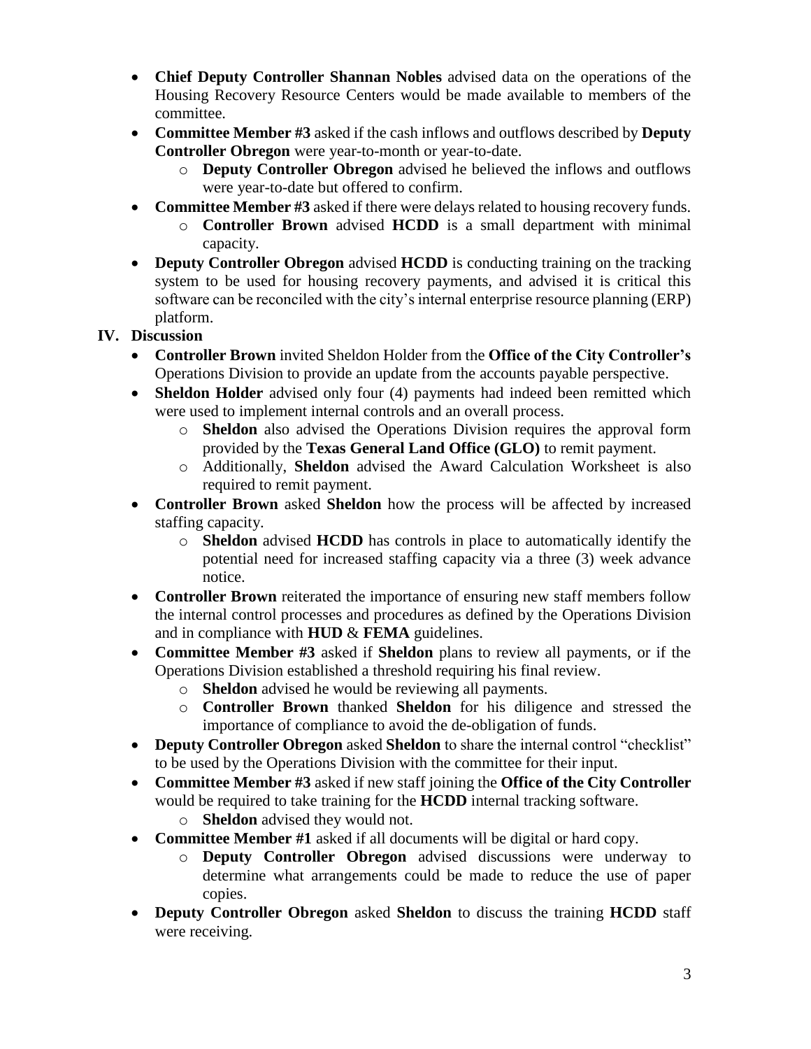- **Chief Deputy Controller Shannan Nobles** advised data on the operations of the Housing Recovery Resource Centers would be made available to members of the committee.
- **Committee Member #3** asked if the cash inflows and outflows described by **Deputy Controller Obregon** were year-to-month or year-to-date.
    - **Deputy Controller Obregon** advised he believed the inflows and outflows were year-to-date but offered to confirm.
- **Committee Member #3** asked if there were delays related to housing recovery funds.
    - **Controller Brown** advised **HCDD** is a small department with minimal capacity.
- **Deputy Controller Obregon** advised **HCDD** is conducting training on the tracking system to be used for housing recovery payments, and advised it is critical this software can be reconciled with the city's internal enterprise resource planning (ERP) platform.

## IV. Discussion

- **Controller Brown** invited Sheldon Holder from the **Office of the City Controller's** Operations Division to provide an update from the accounts payable perspective.
- **Sheldon Holder** advised only four (4) payments had indeed been remitted which were used to implement internal controls and an overall process.
    - **Sheldon** also advised the Operations Division requires the approval form provided by the **Texas General Land Office (GLO)** to remit payment.
    - Additionally, **Sheldon** advised the Award Calculation Worksheet is also required to remit payment.
- **Controller Brown** asked **Sheldon** how the process will be affected by increased staffing capacity.
    - **Sheldon** advised **HCDD** has controls in place to automatically identify the potential need for increased staffing capacity via a three (3) week advance notice.
- **Controller Brown** reiterated the importance of ensuring new staff members follow the internal control processes and procedures as defined by the Operations Division and in compliance with **HUD** & **FEMA** guidelines.
- **Committee Member #3** asked if **Sheldon** plans to review all payments, or if the Operations Division established a threshold requiring his final review.
    - **Sheldon** advised he would be reviewing all payments.
    - **Controller Brown** thanked **Sheldon** for his diligence and stressed the importance of compliance to avoid the de-obligation of funds.
- **Deputy Controller Obregon** asked **Sheldon** to share the internal control "checklist" to be used by the Operations Division with the committee for their input.
- **Committee Member #3** asked if new staff joining the **Office of the City Controller** would be required to take training for the **HCDD** internal tracking software.
    - **Sheldon** advised they would not.
- **Committee Member #1** asked if all documents will be digital or hard copy.
    - **Deputy Controller Obregon** advised discussions were underway to determine what arrangements could be made to reduce the use of paper copies.
- **Deputy Controller Obregon** asked **Sheldon** to discuss the training **HCDD** staff were receiving.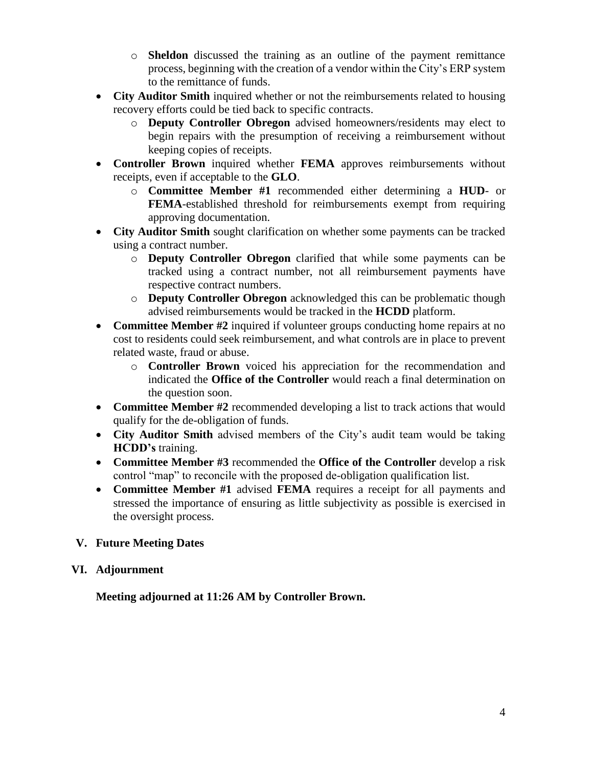- **Sheldon** discussed the training as an outline of the payment remittance process, beginning with the creation of a vendor within the City's ERP system to the remittance of funds.
- **City Auditor Smith** inquired whether or not the reimbursements related to housing recovery efforts could be tied back to specific contracts.
  - **Deputy Controller Obregon** advised homeowners/residents may elect to begin repairs with the presumption of receiving a reimbursement without keeping copies of receipts.
- **Controller Brown** inquired whether **FEMA** approves reimbursements without receipts, even if acceptable to the **GLO**.
  - **Committee Member #1** recommended either determining a **HUD**- or **FEMA**-established threshold for reimbursements exempt from requiring approving documentation.
- **City Auditor Smith** sought clarification on whether some payments can be tracked using a contract number.
  - **Deputy Controller Obregon** clarified that while some payments can be tracked using a contract number, not all reimbursement payments have respective contract numbers.
  - **Deputy Controller Obregon** acknowledged this can be problematic though advised reimbursements would be tracked in the **HCDD** platform.
- **Committee Member #2** inquired if volunteer groups conducting home repairs at no cost to residents could seek reimbursement, and what controls are in place to prevent related waste, fraud or abuse.
  - **Controller Brown** voiced his appreciation for the recommendation and indicated the **Office of the Controller** would reach a final determination on the question soon.
- **Committee Member #2** recommended developing a list to track actions that would qualify for the de-obligation of funds.
- **City Auditor Smith** advised members of the City's audit team would be taking **HCDD's** training.
- **Committee Member #3** recommended the **Office of the Controller** develop a risk control "map" to reconcile with the proposed de-obligation qualification list.
- **Committee Member #1** advised **FEMA** requires a receipt for all payments and stressed the importance of ensuring as little subjectivity as possible is exercised in the oversight process.

## V. Future Meeting Dates

## VI. Adjournment

**Meeting adjourned at 11:26 AM by Controller Brown.**